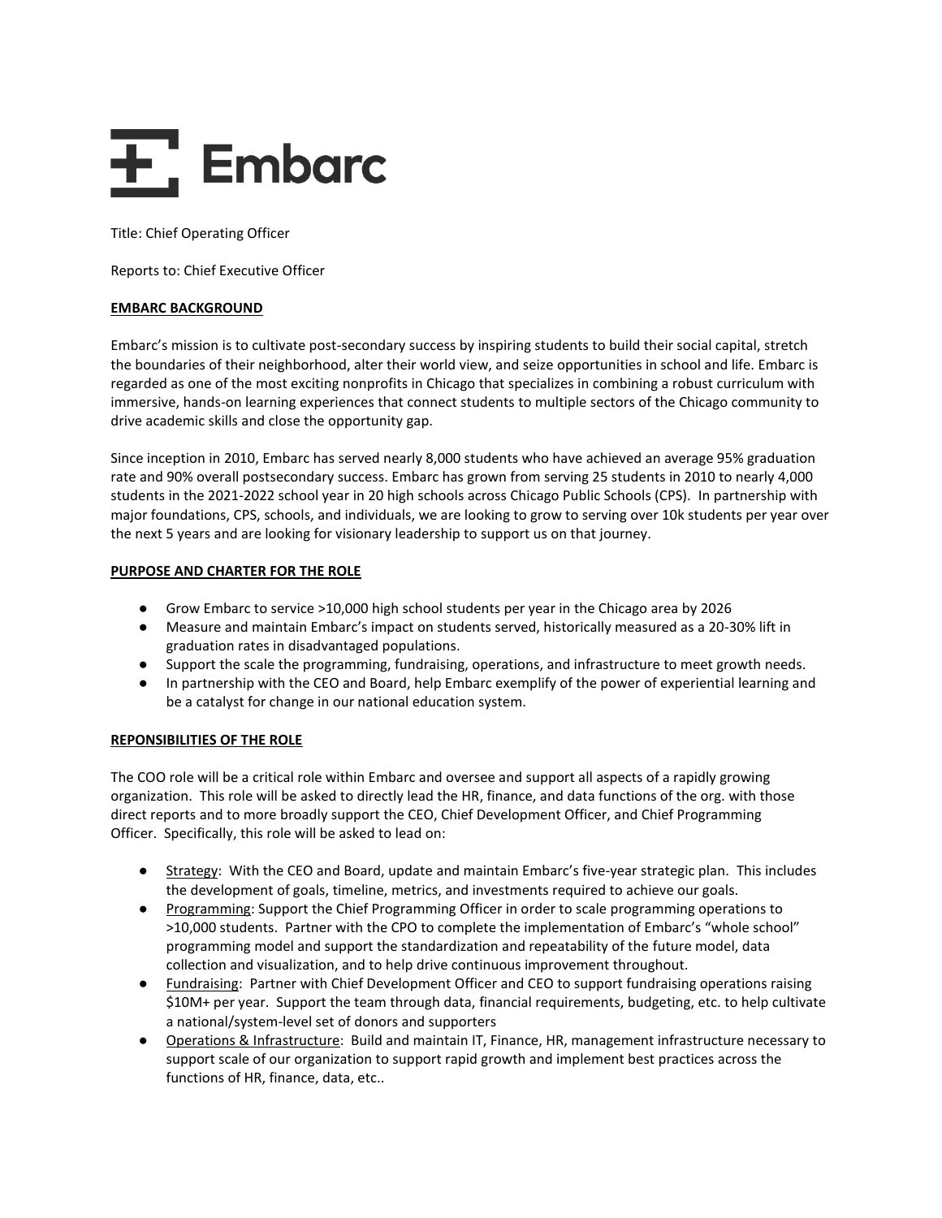# Embarc

Title: Chief Operating Officer

Reports to: Chief Executive Officer

**EMBARC BACKGROUND**

Embarc's mission is to cultivate post-secondary success by inspiring students to build their social capital, stretch the boundaries of their neighborhood, alter their world view, and seize opportunities in school and life. Embarc is regarded as one of the most exciting nonprofits in Chicago that specializes in combining a robust curriculum with immersive, hands-on learning experiences that connect students to multiple sectors of the Chicago community to drive academic skills and close the opportunity gap.

Since inception in 2010, Embarc has served nearly 8,000 students who have achieved an average 95% graduation rate and 90% overall postsecondary success. Embarc has grown from serving 25 students in 2010 to nearly 4,000 students in the 2021-2022 school year in 20 high schools across Chicago Public Schools (CPS). In partnership with major foundations, CPS, schools, and individuals, we are looking to grow to serving over 10k students per year over the next 5 years and are looking for visionary leadership to support us on that journey.

**PURPOSE AND CHARTER FOR THE ROLE**

- Grow Embarc to service >10,000 high school students per year in the Chicago area by 2026
- Measure and maintain Embarc's impact on students served, historically measured as a 20-30% lift in graduation rates in disadvantaged populations.
- Support the scale the programming, fundraising, operations, and infrastructure to meet growth needs.
- In partnership with the CEO and Board, help Embarc exemplify of the power of experiential learning and be a catalyst for change in our national education system.

**REPONSIBILITIES OF THE ROLE**

The COO role will be a critical role within Embarc and oversee and support all aspects of a rapidly growing organization. This role will be asked to directly lead the HR, finance, and data functions of the org. with those direct reports and to more broadly support the CEO, Chief Development Officer, and Chief Programming Officer. Specifically, this role will be asked to lead on:

- Strategy: With the CEO and Board, update and maintain Embarc's five-year strategic plan. This includes the development of goals, timeline, metrics, and investments required to achieve our goals.
- Programming: Support the Chief Programming Officer in order to scale programming operations to >10,000 students. Partner with the CPO to complete the implementation of Embarc's "whole school" programming model and support the standardization and repeatability of the future model, data collection and visualization, and to help drive continuous improvement throughout.
- Fundraising: Partner with Chief Development Officer and CEO to support fundraising operations raising $10M+ per year. Support the team through data, financial requirements, budgeting, etc. to help cultivate a national/system-level set of donors and supporters
- Operations & Infrastructure: Build and maintain IT, Finance, HR, management infrastructure necessary to support scale of our organization to support rapid growth and implement best practices across the functions of HR, finance, data, etc..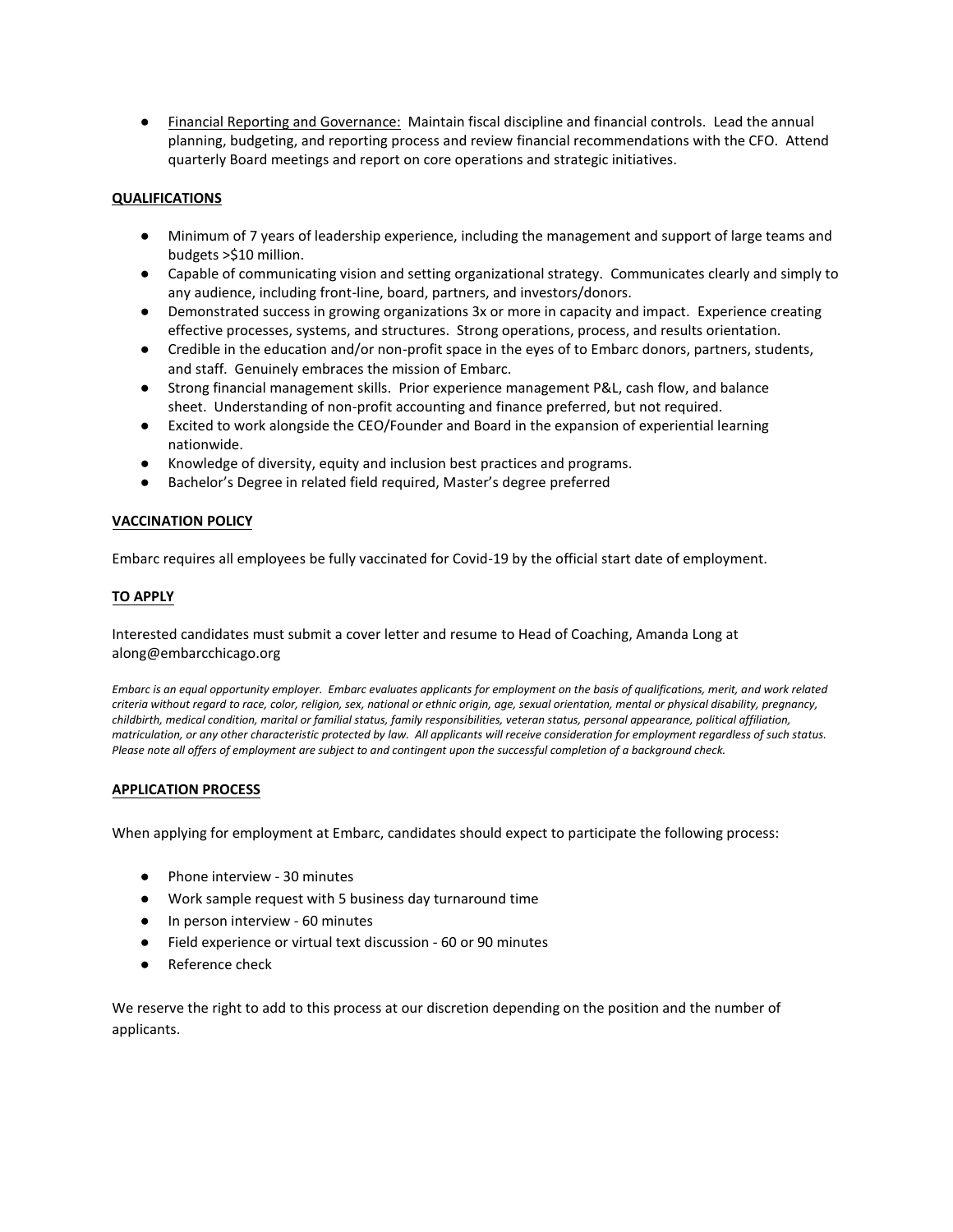- <u>Financial Reporting and Governance:</u> Maintain fiscal discipline and financial controls. Lead the annual planning, budgeting, and reporting process and review financial recommendations with the CFO. Attend quarterly Board meetings and report on core operations and strategic initiatives.

## QUALIFICATIONS

- Minimum of 7 years of leadership experience, including the management and support of large teams and budgets >$10 million.
- Capable of communicating vision and setting organizational strategy. Communicates clearly and simply to any audience, including front-line, board, partners, and investors/donors.
- Demonstrated success in growing organizations 3x or more in capacity and impact. Experience creating effective processes, systems, and structures. Strong operations, process, and results orientation.
- Credible in the education and/or non-profit space in the eyes of to Embarc donors, partners, students, and staff. Genuinely embraces the mission of Embarc.
- Strong financial management skills. Prior experience management P&L, cash flow, and balance sheet. Understanding of non-profit accounting and finance preferred, but not required.
- Excited to work alongside the CEO/Founder and Board in the expansion of experiential learning nationwide.
- Knowledge of diversity, equity and inclusion best practices and programs.
- Bachelor's Degree in related field required, Master's degree preferred

## VACCINATION POLICY

Embarc requires all employees be fully vaccinated for Covid-19 by the official start date of employment.

## TO APPLY

Interested candidates must submit a cover letter and resume to Head of Coaching, Amanda Long at along@embarcchicago.org

*Embarc is an equal opportunity employer. Embarc evaluates applicants for employment on the basis of qualifications, merit, and work related criteria without regard to race, color, religion, sex, national or ethnic origin, age, sexual orientation, mental or physical disability, pregnancy, childbirth, medical condition, marital or familial status, family responsibilities, veteran status, personal appearance, political affiliation, matriculation, or any other characteristic protected by law. All applicants will receive consideration for employment regardless of such status. Please note all offers of employment are subject to and contingent upon the successful completion of a background check.*

## APPLICATION PROCESS

When applying for employment at Embarc, candidates should expect to participate the following process:

- Phone interview - 30 minutes
- Work sample request with 5 business day turnaround time
- In person interview - 60 minutes
- Field experience or virtual text discussion - 60 or 90 minutes
- Reference check

We reserve the right to add to this process at our discretion depending on the position and the number of applicants.